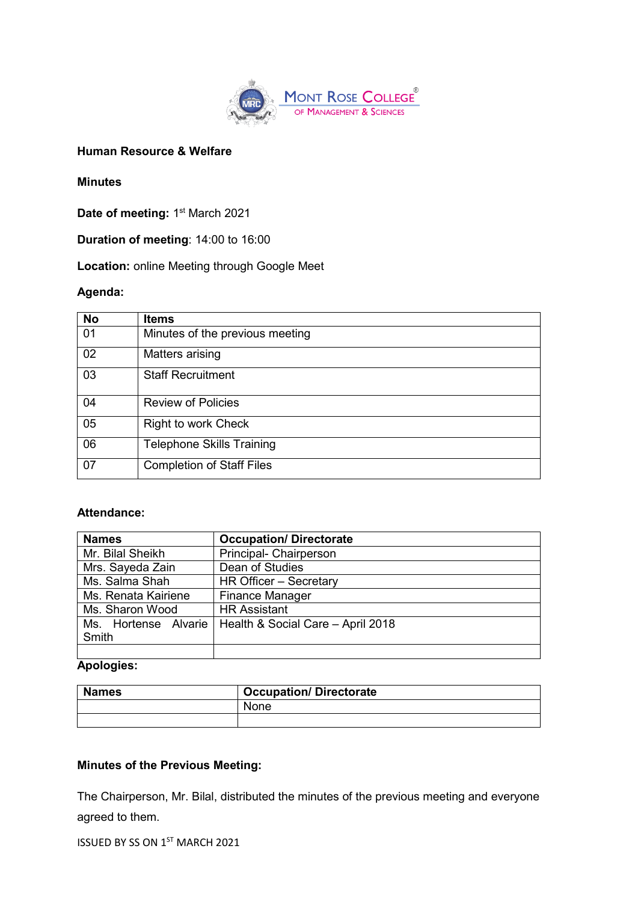Mont Rose College of Management & Sciences

**Human Resource & Welfare**

**Minutes**

**Date of meeting:** 1st March 2021

**Duration of meeting**: 14:00 to 16:00

**Location:** online Meeting through Google Meet

**Agenda:**

| No | Items |
|---|---|
| 01 | Minutes of the previous meeting |
| 02 | Matters arising |
| 03 | Staff Recruitment |
| 04 | Review of Policies |
| 05 | Right to work Check |
| 06 | Telephone Skills Training |
| 07 | Completion of Staff Files |

**Attendance:**

| Names | Occupation/ Directorate |
|---|---|
| Mr. Bilal Sheikh | Principal- Chairperson |
| Mrs. Sayeda Zain | Dean of Studies |
| Ms. Salma Shah | HR Officer – Secretary |
| Ms. Renata Kairiene | Finance Manager |
| Ms. Sharon Wood | HR Assistant |
| Ms. Hortense Alvarie Smith | Health & Social Care – April 2018 |
| | |

**Apologies:**

| Names | Occupation/ Directorate |
|---|---|
| | None |
| | |

**Minutes of the Previous Meeting:**

The Chairperson, Mr. Bilal, distributed the minutes of the previous meeting and everyone agreed to them.

ISSUED BY SS ON 1ST MARCH 2021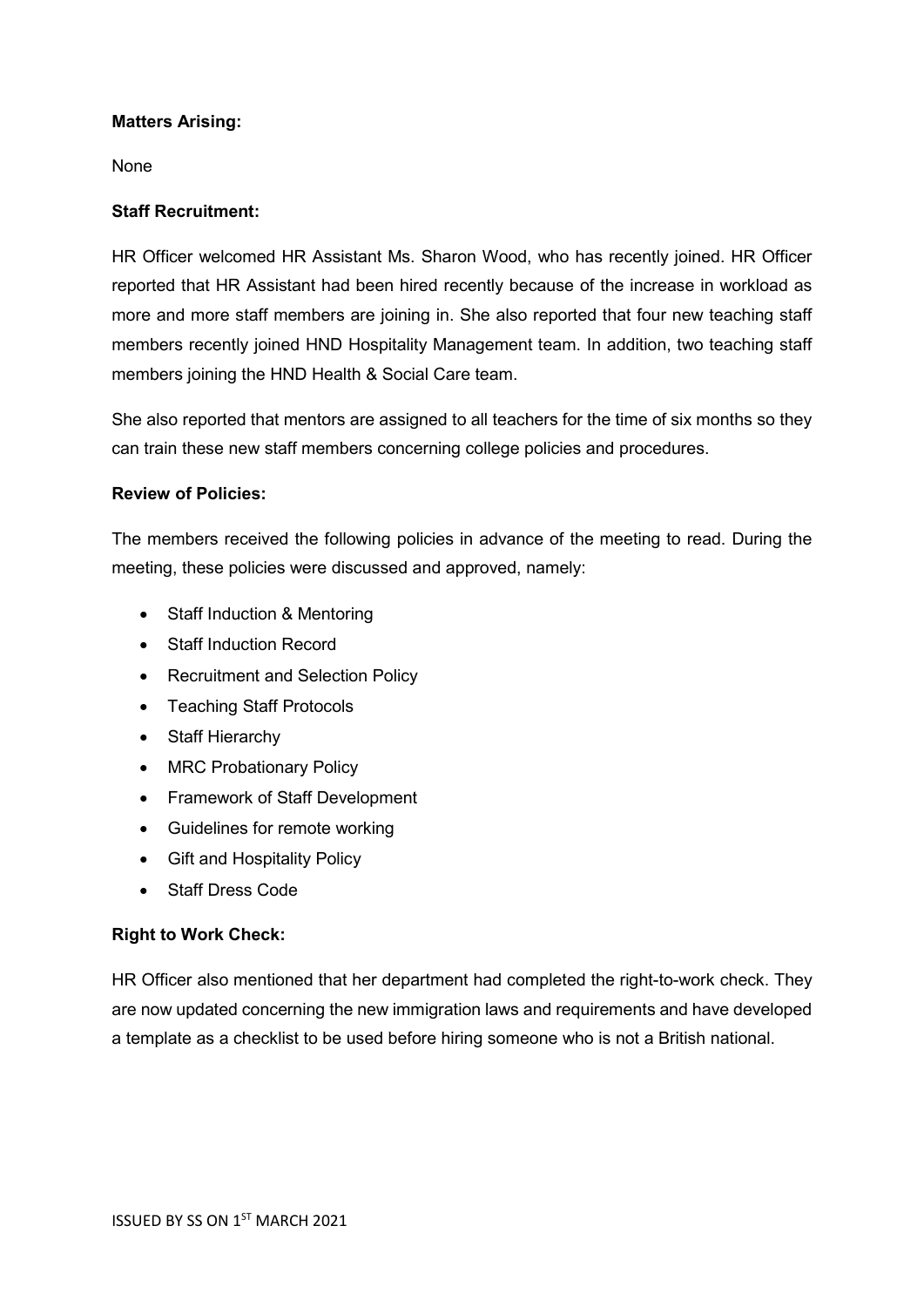**Matters Arising:**

None

**Staff Recruitment:**

HR Officer welcomed HR Assistant Ms. Sharon Wood, who has recently joined. HR Officer reported that HR Assistant had been hired recently because of the increase in workload as more and more staff members are joining in. She also reported that four new teaching staff members recently joined HND Hospitality Management team. In addition, two teaching staff members joining the HND Health & Social Care team.

She also reported that mentors are assigned to all teachers for the time of six months so they can train these new staff members concerning college policies and procedures.

**Review of Policies:**

The members received the following policies in advance of the meeting to read. During the meeting, these policies were discussed and approved, namely:

- Staff Induction & Mentoring
- Staff Induction Record
- Recruitment and Selection Policy
- Teaching Staff Protocols
- Staff Hierarchy
- MRC Probationary Policy
- Framework of Staff Development
- Guidelines for remote working
- Gift and Hospitality Policy
- Staff Dress Code

**Right to Work Check:**

HR Officer also mentioned that her department had completed the right-to-work check. They are now updated concerning the new immigration laws and requirements and have developed a template as a checklist to be used before hiring someone who is not a British national.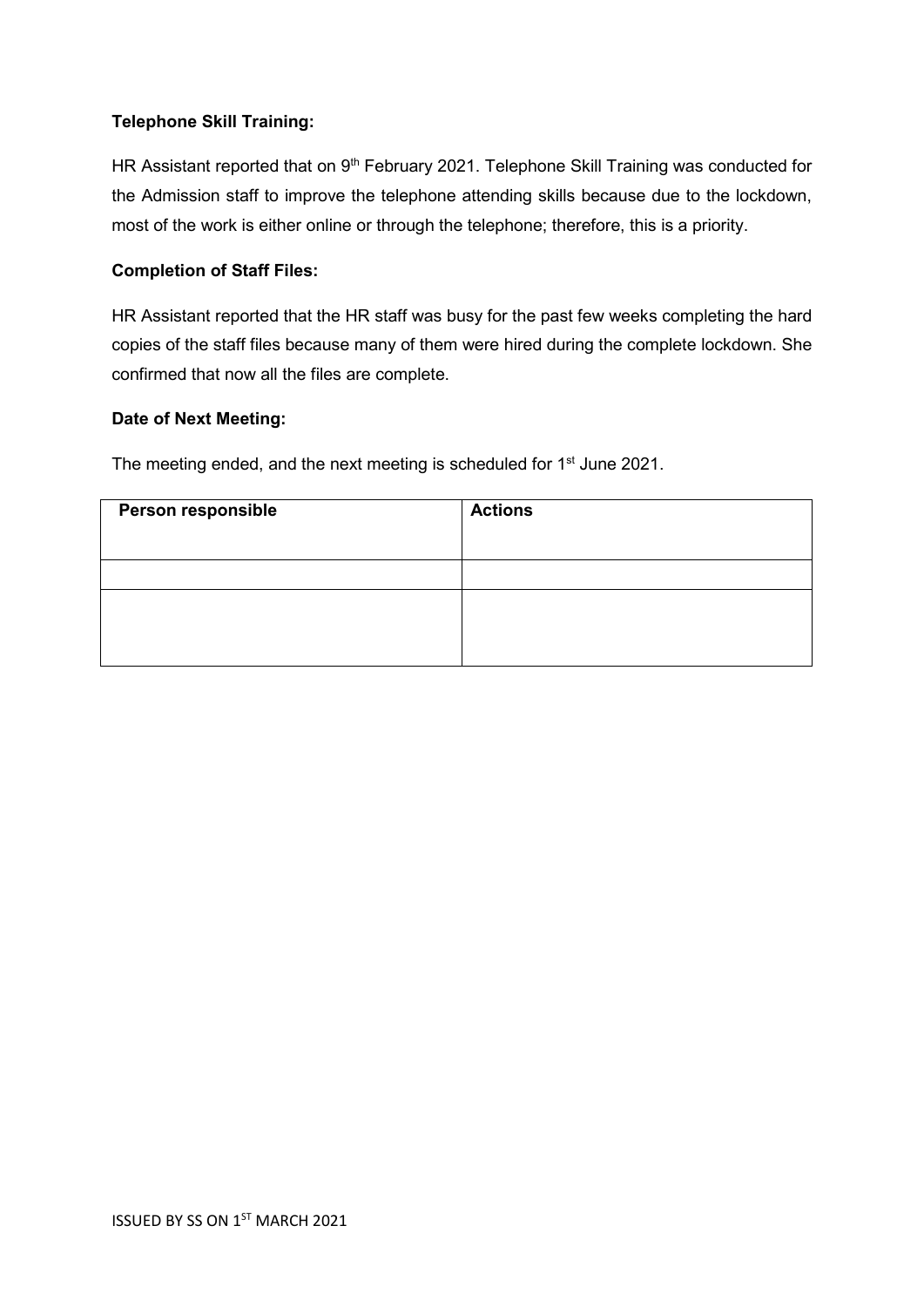**Telephone Skill Training:**

HR Assistant reported that on 9th February 2021. Telephone Skill Training was conducted for the Admission staff to improve the telephone attending skills because due to the lockdown, most of the work is either online or through the telephone; therefore, this is a priority.

**Completion of Staff Files:**

HR Assistant reported that the HR staff was busy for the past few weeks completing the hard copies of the staff files because many of them were hired during the complete lockdown. She confirmed that now all the files are complete.

**Date of Next Meeting:**

The meeting ended, and the next meeting is scheduled for 1st June 2021.

| Person responsible | Actions |
|---|---|
| | |
| | |

ISSUED BY SS ON 1ST MARCH 2021